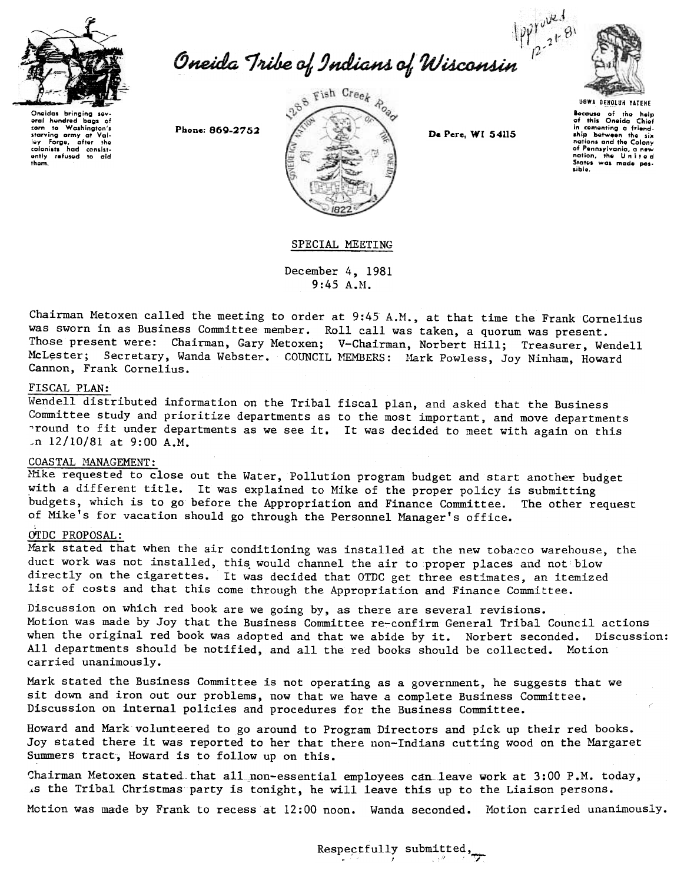Approved 12-21-81

# Oneida Tribe of Indians of Wisconsin

Oneidas bringing several hundred bags of corn to Washington's starving army at Valley Forge, after the colonists had consistently refused to aid them.

Phone: 869-2752

1288 Fish Creek Road

De Pere, WI 54115

UGWA DEHOLUH YATEHE

Because of the help of this Oneida Chief in cementing a friendship between the six nations and the Colony of Pennsylvania, a new nation, the United States was made possible.

SPECIAL MEETING

December 4, 1981
9:45 A.M.

Chairman Metoxen called the meeting to order at 9:45 A.M., at that time the Frank Cornelius was sworn in as Business Committee member. Roll call was taken, a quorum was present. Those present were: Chairman, Gary Metoxen; V-Chairman, Norbert Hill; Treasurer, Wendell McLester; Secretary, Wanda Webster. COUNCIL MEMBERS: Mark Powless, Joy Ninham, Howard Cannon, Frank Cornelius.

FISCAL PLAN:
Wendell distributed information on the Tribal fiscal plan, and asked that the Business Committee study and prioritize departments as to the most important, and move departments around to fit under departments as we see it. It was decided to meet with again on this on 12/10/81 at 9:00 A.M.

COASTAL MANAGEMENT:
Mike requested to close out the Water, Pollution program budget and start another budget with a different title. It was explained to Mike of the proper policy is submitting budgets, which is to go before the Appropriation and Finance Committee. The other request of Mike's for vacation should go through the Personnel Manager's office.

OTDC PROPOSAL:
Mark stated that when the air conditioning was installed at the new tobacco warehouse, the duct work was not installed, this would channel the air to proper places and not blow directly on the cigarettes. It was decided that OTDC get three estimates, an itemized list of costs and that this come through the Appropriation and Finance Committee.

Discussion on which red book are we going by, as there are several revisions.
Motion was made by Joy that the Business Committee re-confirm General Tribal Council actions when the original red book was adopted and that we abide by it. Norbert seconded. Discussion: All departments should be notified, and all the red books should be collected. Motion carried unanimously.

Mark stated the Business Committee is not operating as a government, he suggests that we sit down and iron out our problems, now that we have a complete Business Committee. Discussion on internal policies and procedures for the Business Committee.

Howard and Mark volunteered to go around to Program Directors and pick up their red books. Joy stated there it was reported to her that there non-Indians cutting wood on the Margaret Summers tract, Howard is to follow up on this.

Chairman Metoxen stated that all non-essential employees can leave work at 3:00 P.M. today, as the Tribal Christmas party is tonight, he will leave this up to the Liaison persons.

Motion was made by Frank to recess at 12:00 noon. Wanda seconded. Motion carried unanimously.

Respectfully submitted,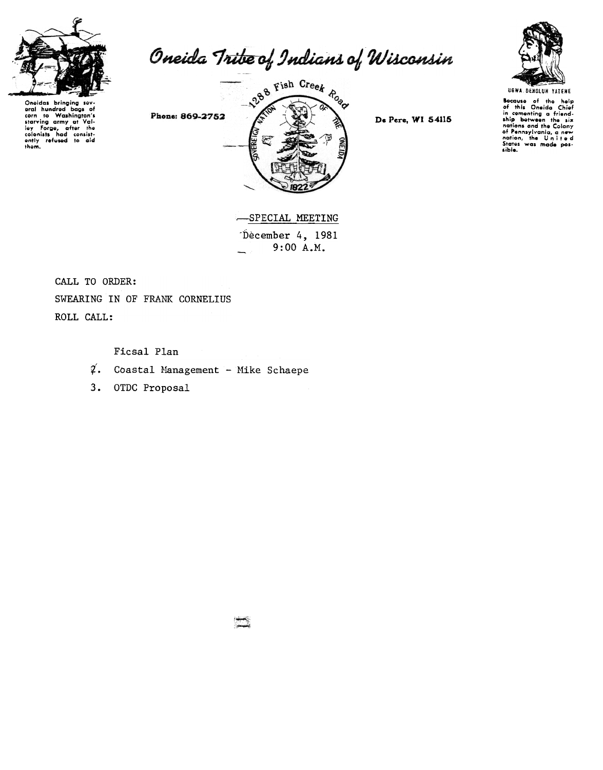Oneida Tribe of Indians of Wisconsin

Oneidas bringing several hundred bags of corn to Washington's starving army at Valley Forge, after the colonists had consistently refused to aid them.

Phone: 869-2752

1288 Fish Creek Road

SOVEREIGN NATION OF THE ONEIDA

1822

De Pere, WI 54115

UGWA DEHOLUH YATEHE

Because of the help of this Oneida Chief in cementing a friendship between the six nations and the Colony of Pennsylvania, a new nation, the United States was made possible.

SPECIAL MEETING

December 4, 1981

9:00 A.M.

CALL TO ORDER:

SWEARING IN OF FRANK CORNELIUS

ROLL CALL:

Ficsal Plan

2. Coastal Management - Mike Schaepe
3. OTDC Proposal